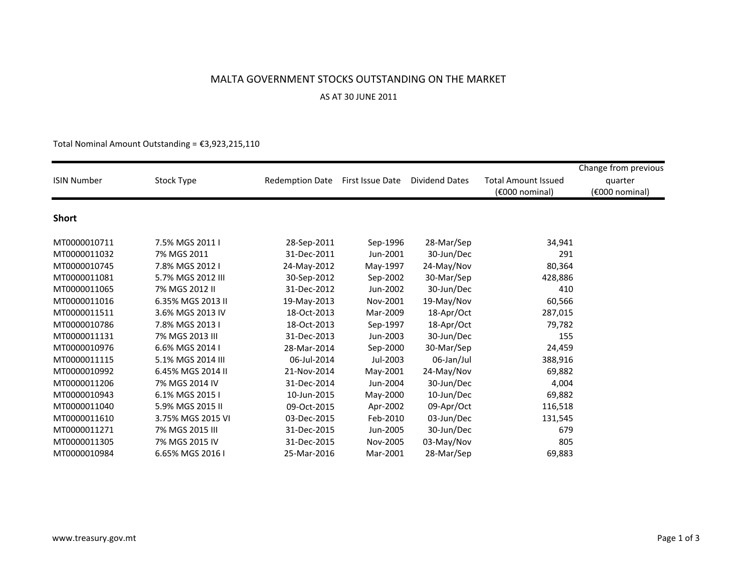# MALTA GOVERNMENT STOCKS OUTSTANDING ON THE MARKET

AS AT 30 JUNE 2011

Total Nominal Amount Outstanding = €3,923,215,110

| ISIN Number | Stock Type | Redemption Date | First Issue Date | Dividend Dates | Total Amount Issued (€000 nominal) | Change from previous quarter (€000 nominal) |
|---|---|---|---|---|---|---|
| **Short** | | | | | | |
| MT0000010711 | 7.5% MGS 2011 I | 28-Sep-2011 | Sep-1996 | 28-Mar/Sep | 34,941 | |
| MT0000011032 | 7% MGS 2011 | 31-Dec-2011 | Jun-2001 | 30-Jun/Dec | 291 | |
| MT0000010745 | 7.8% MGS 2012 I | 24-May-2012 | May-1997 | 24-May/Nov | 80,364 | |
| MT0000011081 | 5.7% MGS 2012 III | 30-Sep-2012 | Sep-2002 | 30-Mar/Sep | 428,886 | |
| MT0000011065 | 7% MGS 2012 II | 31-Dec-2012 | Jun-2002 | 30-Jun/Dec | 410 | |
| MT0000011016 | 6.35% MGS 2013 II | 19-May-2013 | Nov-2001 | 19-May/Nov | 60,566 | |
| MT0000011511 | 3.6% MGS 2013 IV | 18-Oct-2013 | Mar-2009 | 18-Apr/Oct | 287,015 | |
| MT0000010786 | 7.8% MGS 2013 I | 18-Oct-2013 | Sep-1997 | 18-Apr/Oct | 79,782 | |
| MT0000011131 | 7% MGS 2013 III | 31-Dec-2013 | Jun-2003 | 30-Jun/Dec | 155 | |
| MT0000010976 | 6.6% MGS 2014 I | 28-Mar-2014 | Sep-2000 | 30-Mar/Sep | 24,459 | |
| MT0000011115 | 5.1% MGS 2014 III | 06-Jul-2014 | Jul-2003 | 06-Jan/Jul | 388,916 | |
| MT0000010992 | 6.45% MGS 2014 II | 21-Nov-2014 | May-2001 | 24-May/Nov | 69,882 | |
| MT0000011206 | 7% MGS 2014 IV | 31-Dec-2014 | Jun-2004 | 30-Jun/Dec | 4,004 | |
| MT0000010943 | 6.1% MGS 2015 I | 10-Jun-2015 | May-2000 | 10-Jun/Dec | 69,882 | |
| MT0000011040 | 5.9% MGS 2015 II | 09-Oct-2015 | Apr-2002 | 09-Apr/Oct | 116,518 | |
| MT0000011610 | 3.75% MGS 2015 VI | 03-Dec-2015 | Feb-2010 | 03-Jun/Dec | 131,545 | |
| MT0000011271 | 7% MGS 2015 III | 31-Dec-2015 | Jun-2005 | 30-Jun/Dec | 679 | |
| MT0000011305 | 7% MGS 2015 IV | 31-Dec-2015 | Nov-2005 | 03-May/Nov | 805 | |
| MT0000010984 | 6.65% MGS 2016 I | 25-Mar-2016 | Mar-2001 | 28-Mar/Sep | 69,883 | |

www.treasury.gov.mt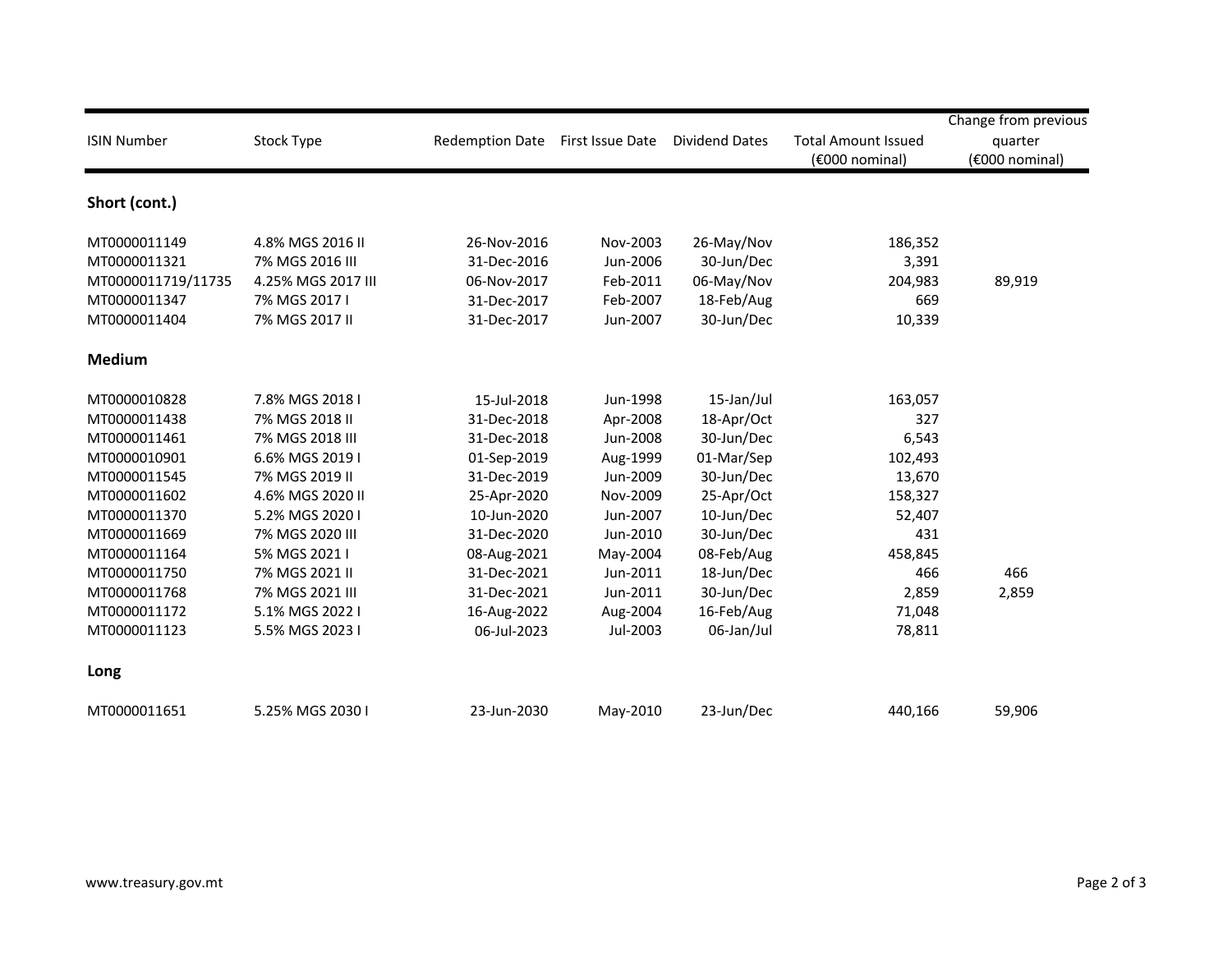| ISIN Number | Stock Type | Redemption Date | First Issue Date | Dividend Dates | Total Amount Issued (€000 nominal) | Change from previous quarter (€000 nominal) |
|---|---|---|---|---|---|---|
| **Short (cont.)** | | | | | | |
| MT0000011149 | 4.8% MGS 2016 II | 26-Nov-2016 | Nov-2003 | 26-May/Nov | 186,352 | |
| MT0000011321 | 7% MGS 2016 III | 31-Dec-2016 | Jun-2006 | 30-Jun/Dec | 3,391 | |
| MT0000011719/11735 | 4.25% MGS 2017 III | 06-Nov-2017 | Feb-2011 | 06-May/Nov | 204,983 | 89,919 |
| MT0000011347 | 7% MGS 2017 I | 31-Dec-2017 | Feb-2007 | 18-Feb/Aug | 669 | |
| MT0000011404 | 7% MGS 2017 II | 31-Dec-2017 | Jun-2007 | 30-Jun/Dec | 10,339 | |
| **Medium** | | | | | | |
| MT0000010828 | 7.8% MGS 2018 I | 15-Jul-2018 | Jun-1998 | 15-Jan/Jul | 163,057 | |
| MT0000011438 | 7% MGS 2018 II | 31-Dec-2018 | Apr-2008 | 18-Apr/Oct | 327 | |
| MT0000011461 | 7% MGS 2018 III | 31-Dec-2018 | Jun-2008 | 30-Jun/Dec | 6,543 | |
| MT0000010901 | 6.6% MGS 2019 I | 01-Sep-2019 | Aug-1999 | 01-Mar/Sep | 102,493 | |
| MT0000011545 | 7% MGS 2019 II | 31-Dec-2019 | Jun-2009 | 30-Jun/Dec | 13,670 | |
| MT0000011602 | 4.6% MGS 2020 II | 25-Apr-2020 | Nov-2009 | 25-Apr/Oct | 158,327 | |
| MT0000011370 | 5.2% MGS 2020 I | 10-Jun-2020 | Jun-2007 | 10-Jun/Dec | 52,407 | |
| MT0000011669 | 7% MGS 2020 III | 31-Dec-2020 | Jun-2010 | 30-Jun/Dec | 431 | |
| MT0000011164 | 5% MGS 2021 I | 08-Aug-2021 | May-2004 | 08-Feb/Aug | 458,845 | |
| MT0000011750 | 7% MGS 2021 II | 31-Dec-2021 | Jun-2011 | 18-Jun/Dec | 466 | 466 |
| MT0000011768 | 7% MGS 2021 III | 31-Dec-2021 | Jun-2011 | 30-Jun/Dec | 2,859 | 2,859 |
| MT0000011172 | 5.1% MGS 2022 I | 16-Aug-2022 | Aug-2004 | 16-Feb/Aug | 71,048 | |
| MT0000011123 | 5.5% MGS 2023 I | 06-Jul-2023 | Jul-2003 | 06-Jan/Jul | 78,811 | |
| **Long** | | | | | | |
| MT0000011651 | 5.25% MGS 2030 I | 23-Jun-2030 | May-2010 | 23-Jun/Dec | 440,166 | 59,906 |

www.treasury.gov.mt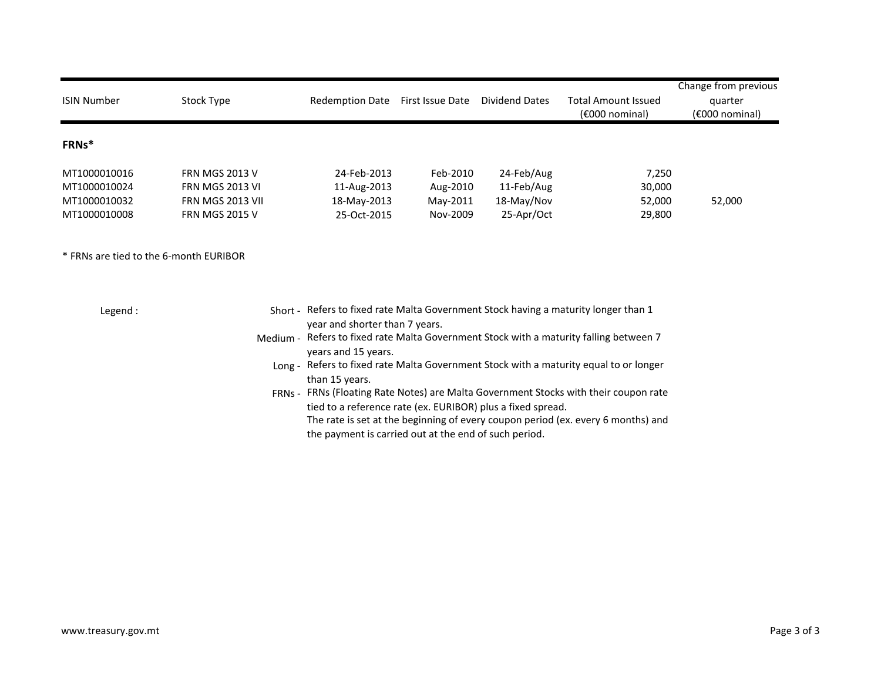| ISIN Number | Stock Type | Redemption Date | First Issue Date | Dividend Dates | Total Amount Issued (€000 nominal) | Change from previous quarter (€000 nominal) |
|---|---|---|---|---|---|---|
| **FRNs*** | | | | | | |
| MT1000010016 | FRN MGS 2013 V | 24-Feb-2013 | Feb-2010 | 24-Feb/Aug | 7,250 | |
| MT1000010024 | FRN MGS 2013 VI | 11-Aug-2013 | Aug-2010 | 11-Feb/Aug | 30,000 | |
| MT1000010032 | FRN MGS 2013 VII | 18-May-2013 | May-2011 | 18-May/Nov | 52,000 | 52,000 |
| MT1000010008 | FRN MGS 2015 V | 25-Oct-2015 | Nov-2009 | 25-Apr/Oct | 29,800 | |

* FRNs are tied to the 6-month EURIBOR

Legend :

- Short - Refers to fixed rate Malta Government Stock having a maturity longer than 1 year and shorter than 7 years.
- Medium - Refers to fixed rate Malta Government Stock with a maturity falling between 7 years and 15 years.
- Long - Refers to fixed rate Malta Government Stock with a maturity equal to or longer than 15 years.
- FRNs - FRNs (Floating Rate Notes) are Malta Government Stocks with their coupon rate tied to a reference rate (ex. EURIBOR) plus a fixed spread.
  The rate is set at the beginning of every coupon period (ex. every 6 months) and the payment is carried out at the end of such period.

www.treasury.gov.mt